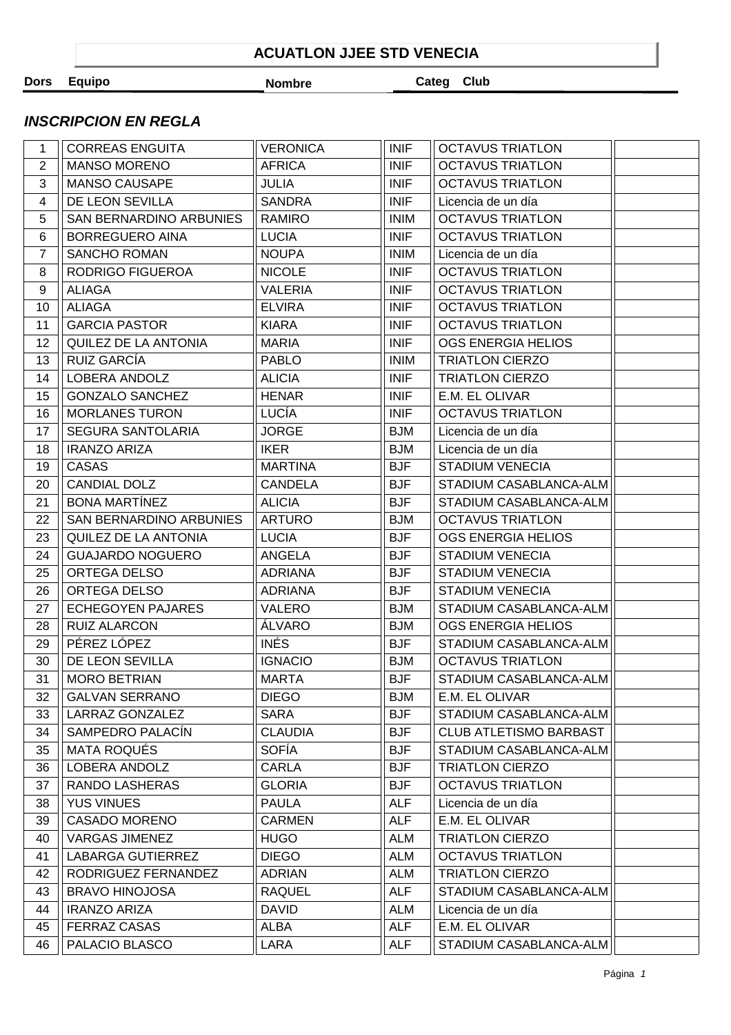# ACUATLON JJEE STD VENECIA

## *INSCRIPCION EN REGLA*

| Dors | Equipo | Nombre | Categ | Club | |
|---|---|---|---|---|---|
| 1 | CORREAS ENGUITA | VERONICA | INIF | OCTAVUS TRIATLON | |
| 2 | MANSO MORENO | AFRICA | INIF | OCTAVUS TRIATLON | |
| 3 | MANSO CAUSAPE | JULIA | INIF | OCTAVUS TRIATLON | |
| 4 | DE LEON SEVILLA | SANDRA | INIF | Licencia de un día | |
| 5 | SAN BERNARDINO ARBUNIES | RAMIRO | INIM | OCTAVUS TRIATLON | |
| 6 | BORREGUERO AINA | LUCIA | INIF | OCTAVUS TRIATLON | |
| 7 | SANCHO ROMAN | NOUPA | INIM | Licencia de un día | |
| 8 | RODRIGO FIGUEROA | NICOLE | INIF | OCTAVUS TRIATLON | |
| 9 | ALIAGA | VALERIA | INIF | OCTAVUS TRIATLON | |
| 10 | ALIAGA | ELVIRA | INIF | OCTAVUS TRIATLON | |
| 11 | GARCIA PASTOR | KIARA | INIF | OCTAVUS TRIATLON | |
| 12 | QUILEZ DE LA ANTONIA | MARIA | INIF | OGS ENERGIA HELIOS | |
| 13 | RUIZ GARCÍA | PABLO | INIM | TRIATLON CIERZO | |
| 14 | LOBERA ANDOLZ | ALICIA | INIF | TRIATLON CIERZO | |
| 15 | GONZALO SANCHEZ | HENAR | INIF | E.M. EL OLIVAR | |
| 16 | MORLANES TURON | LUCÍA | INIF | OCTAVUS TRIATLON | |
| 17 | SEGURA SANTOLARIA | JORGE | BJM | Licencia de un día | |
| 18 | IRANZO ARIZA | IKER | BJM | Licencia de un día | |
| 19 | CASAS | MARTINA | BJF | STADIUM VENECIA | |
| 20 | CANDIAL DOLZ | CANDELA | BJF | STADIUM CASABLANCA-ALM | |
| 21 | BONA MARTÍNEZ | ALICIA | BJF | STADIUM CASABLANCA-ALM | |
| 22 | SAN BERNARDINO ARBUNIES | ARTURO | BJM | OCTAVUS TRIATLON | |
| 23 | QUILEZ DE LA ANTONIA | LUCIA | BJF | OGS ENERGIA HELIOS | |
| 24 | GUAJARDO NOGUERO | ANGELA | BJF | STADIUM VENECIA | |
| 25 | ORTEGA DELSO | ADRIANA | BJF | STADIUM VENECIA | |
| 26 | ORTEGA DELSO | ADRIANA | BJF | STADIUM VENECIA | |
| 27 | ECHEGOYEN PAJARES | VALERO | BJM | STADIUM CASABLANCA-ALM | |
| 28 | RUIZ ALARCON | ÁLVARO | BJM | OGS ENERGIA HELIOS | |
| 29 | PÉREZ LÓPEZ | INÉS | BJF | STADIUM CASABLANCA-ALM | |
| 30 | DE LEON SEVILLA | IGNACIO | BJM | OCTAVUS TRIATLON | |
| 31 | MORO BETRIAN | MARTA | BJF | STADIUM CASABLANCA-ALM | |
| 32 | GALVAN SERRANO | DIEGO | BJM | E.M. EL OLIVAR | |
| 33 | LARRAZ GONZALEZ | SARA | BJF | STADIUM CASABLANCA-ALM | |
| 34 | SAMPEDRO PALACÍN | CLAUDIA | BJF | CLUB ATLETISMO BARBAST | |
| 35 | MATA ROQUÉS | SOFÍA | BJF | STADIUM CASABLANCA-ALM | |
| 36 | LOBERA ANDOLZ | CARLA | BJF | TRIATLON CIERZO | |
| 37 | RANDO LASHERAS | GLORIA | BJF | OCTAVUS TRIATLON | |
| 38 | YUS VINUES | PAULA | ALF | Licencia de un día | |
| 39 | CASADO MORENO | CARMEN | ALF | E.M. EL OLIVAR | |
| 40 | VARGAS JIMENEZ | HUGO | ALM | TRIATLON CIERZO | |
| 41 | LABARGA GUTIERREZ | DIEGO | ALM | OCTAVUS TRIATLON | |
| 42 | RODRIGUEZ FERNANDEZ | ADRIAN | ALM | TRIATLON CIERZO | |
| 43 | BRAVO HINOJOSA | RAQUEL | ALF | STADIUM CASABLANCA-ALM | |
| 44 | IRANZO ARIZA | DAVID | ALM | Licencia de un día | |
| 45 | FERRAZ CASAS | ALBA | ALF | E.M. EL OLIVAR | |
| 46 | PALACIO BLASCO | LARA | ALF | STADIUM CASABLANCA-ALM | |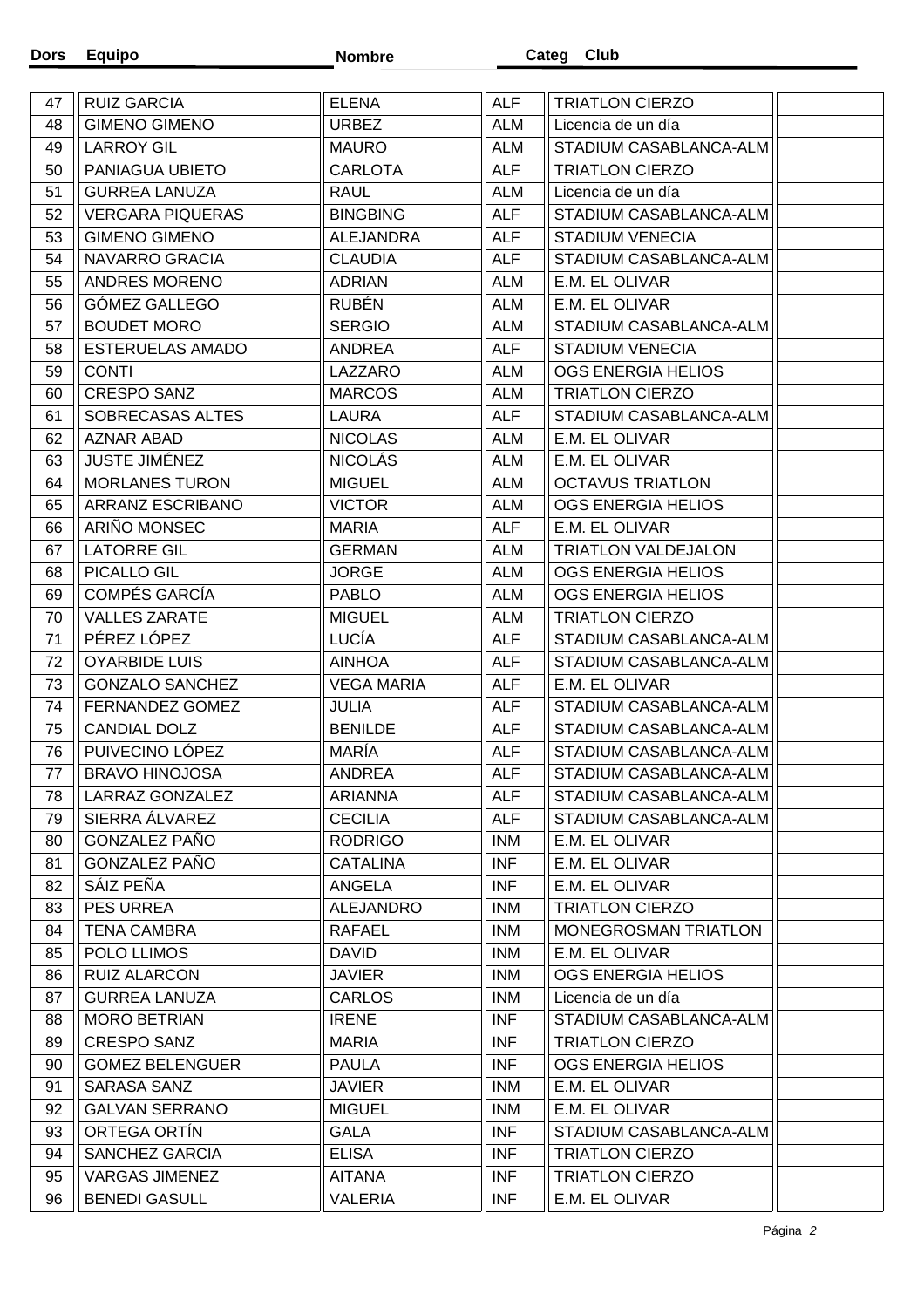| Dors | Equipo | Nombre | Categ | Club | |
|---|---|---|---|---|---|
| 47 | RUIZ GARCIA | ELENA | ALF | TRIATLON CIERZO | |
| 48 | GIMENO GIMENO | URBEZ | ALM | Licencia de un día | |
| 49 | LARROY GIL | MAURO | ALM | STADIUM CASABLANCA-ALM | |
| 50 | PANIAGUA UBIETO | CARLOTA | ALF | TRIATLON CIERZO | |
| 51 | GURREA LANUZA | RAUL | ALM | Licencia de un día | |
| 52 | VERGARA PIQUERAS | BINGBING | ALF | STADIUM CASABLANCA-ALM | |
| 53 | GIMENO GIMENO | ALEJANDRA | ALF | STADIUM VENECIA | |
| 54 | NAVARRO GRACIA | CLAUDIA | ALF | STADIUM CASABLANCA-ALM | |
| 55 | ANDRES MORENO | ADRIAN | ALM | E.M. EL OLIVAR | |
| 56 | GÓMEZ GALLEGO | RUBÉN | ALM | E.M. EL OLIVAR | |
| 57 | BOUDET MORO | SERGIO | ALM | STADIUM CASABLANCA-ALM | |
| 58 | ESTERUELAS AMADO | ANDREA | ALF | STADIUM VENECIA | |
| 59 | CONTI | LAZZARO | ALM | OGS ENERGIA HELIOS | |
| 60 | CRESPO SANZ | MARCOS | ALM | TRIATLON CIERZO | |
| 61 | SOBRECASAS ALTES | LAURA | ALF | STADIUM CASABLANCA-ALM | |
| 62 | AZNAR ABAD | NICOLAS | ALM | E.M. EL OLIVAR | |
| 63 | JUSTE JIMÉNEZ | NICOLÁS | ALM | E.M. EL OLIVAR | |
| 64 | MORLANES TURON | MIGUEL | ALM | OCTAVUS TRIATLON | |
| 65 | ARRANZ ESCRIBANO | VICTOR | ALM | OGS ENERGIA HELIOS | |
| 66 | ARIÑO MONSEC | MARIA | ALF | E.M. EL OLIVAR | |
| 67 | LATORRE GIL | GERMAN | ALM | TRIATLON VALDEJALON | |
| 68 | PICALLO GIL | JORGE | ALM | OGS ENERGIA HELIOS | |
| 69 | COMPÉS GARCÍA | PABLO | ALM | OGS ENERGIA HELIOS | |
| 70 | VALLES ZARATE | MIGUEL | ALM | TRIATLON CIERZO | |
| 71 | PÉREZ LÓPEZ | LUCÍA | ALF | STADIUM CASABLANCA-ALM | |
| 72 | OYARBIDE LUIS | AINHOA | ALF | STADIUM CASABLANCA-ALM | |
| 73 | GONZALO SANCHEZ | VEGA MARIA | ALF | E.M. EL OLIVAR | |
| 74 | FERNANDEZ GOMEZ | JULIA | ALF | STADIUM CASABLANCA-ALM | |
| 75 | CANDIAL DOLZ | BENILDE | ALF | STADIUM CASABLANCA-ALM | |
| 76 | PUIVECINO LÓPEZ | MARÍA | ALF | STADIUM CASABLANCA-ALM | |
| 77 | BRAVO HINOJOSA | ANDREA | ALF | STADIUM CASABLANCA-ALM | |
| 78 | LARRAZ GONZALEZ | ARIANNA | ALF | STADIUM CASABLANCA-ALM | |
| 79 | SIERRA ÁLVAREZ | CECILIA | ALF | STADIUM CASABLANCA-ALM | |
| 80 | GONZALEZ PAÑO | RODRIGO | INM | E.M. EL OLIVAR | |
| 81 | GONZALEZ PAÑO | CATALINA | INF | E.M. EL OLIVAR | |
| 82 | SÁIZ PEÑA | ANGELA | INF | E.M. EL OLIVAR | |
| 83 | PES URREA | ALEJANDRO | INM | TRIATLON CIERZO | |
| 84 | TENA CAMBRA | RAFAEL | INM | MONEGROSMAN TRIATLON | |
| 85 | POLO LLIMOS | DAVID | INM | E.M. EL OLIVAR | |
| 86 | RUIZ ALARCON | JAVIER | INM | OGS ENERGIA HELIOS | |
| 87 | GURREA LANUZA | CARLOS | INM | Licencia de un día | |
| 88 | MORO BETRIAN | IRENE | INF | STADIUM CASABLANCA-ALM | |
| 89 | CRESPO SANZ | MARIA | INF | TRIATLON CIERZO | |
| 90 | GOMEZ BELENGUER | PAULA | INF | OGS ENERGIA HELIOS | |
| 91 | SARASA SANZ | JAVIER | INM | E.M. EL OLIVAR | |
| 92 | GALVAN SERRANO | MIGUEL | INM | E.M. EL OLIVAR | |
| 93 | ORTEGA ORTÍN | GALA | INF | STADIUM CASABLANCA-ALM | |
| 94 | SANCHEZ GARCIA | ELISA | INF | TRIATLON CIERZO | |
| 95 | VARGAS JIMENEZ | AITANA | INF | TRIATLON CIERZO | |
| 96 | BENEDI GASULL | VALERIA | INF | E.M. EL OLIVAR | |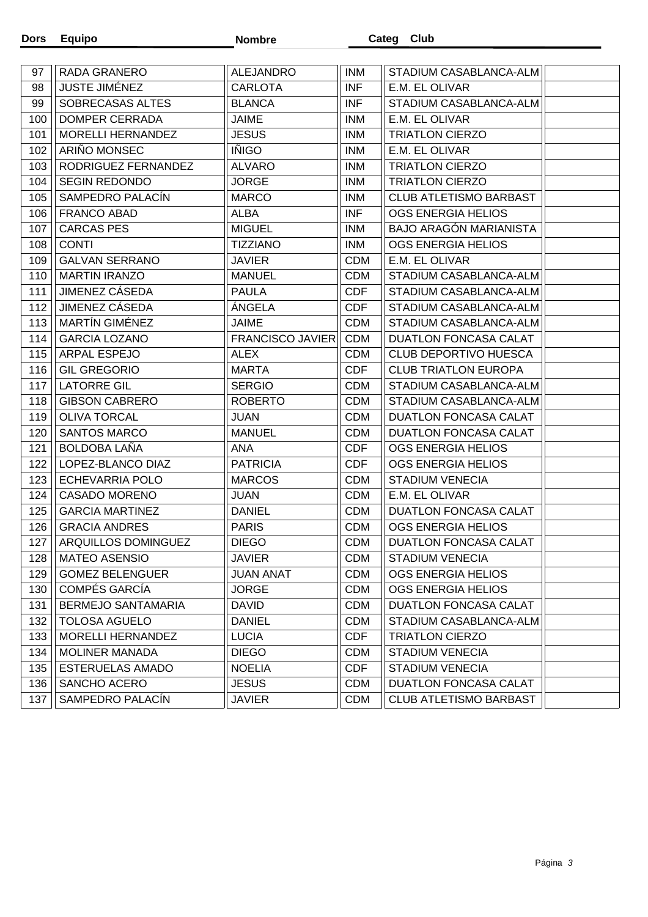| Dors | Equipo | Nombre | Categ | Club | |
|---|---|---|---|---|---|
| 97 | RADA GRANERO | ALEJANDRO | INM | STADIUM CASABLANCA-ALM | |
| 98 | JUSTE JIMÉNEZ | CARLOTA | INF | E.M. EL OLIVAR | |
| 99 | SOBRECASAS ALTES | BLANCA | INF | STADIUM CASABLANCA-ALM | |
| 100 | DOMPER CERRADA | JAIME | INM | E.M. EL OLIVAR | |
| 101 | MORELLI HERNANDEZ | JESUS | INM | TRIATLON CIERZO | |
| 102 | ARIÑO MONSEC | IÑIGO | INM | E.M. EL OLIVAR | |
| 103 | RODRIGUEZ FERNANDEZ | ALVARO | INM | TRIATLON CIERZO | |
| 104 | SEGIN REDONDO | JORGE | INM | TRIATLON CIERZO | |
| 105 | SAMPEDRO PALACÍN | MARCO | INM | CLUB ATLETISMO BARBAST | |
| 106 | FRANCO ABAD | ALBA | INF | OGS ENERGIA HELIOS | |
| 107 | CARCAS PES | MIGUEL | INM | BAJO ARAGÓN MARIANISTA | |
| 108 | CONTI | TIZZIANO | INM | OGS ENERGIA HELIOS | |
| 109 | GALVAN SERRANO | JAVIER | CDM | E.M. EL OLIVAR | |
| 110 | MARTIN IRANZO | MANUEL | CDM | STADIUM CASABLANCA-ALM | |
| 111 | JIMENEZ CÁSEDA | PAULA | CDF | STADIUM CASABLANCA-ALM | |
| 112 | JIMENEZ CÁSEDA | ÁNGELA | CDF | STADIUM CASABLANCA-ALM | |
| 113 | MARTÍN GIMÉNEZ | JAIME | CDM | STADIUM CASABLANCA-ALM | |
| 114 | GARCIA LOZANO | FRANCISCO JAVIER | CDM | DUATLON FONCASA CALAT | |
| 115 | ARPAL ESPEJO | ALEX | CDM | CLUB DEPORTIVO HUESCA | |
| 116 | GIL GREGORIO | MARTA | CDF | CLUB TRIATLON EUROPA | |
| 117 | LATORRE GIL | SERGIO | CDM | STADIUM CASABLANCA-ALM | |
| 118 | GIBSON CABRERO | ROBERTO | CDM | STADIUM CASABLANCA-ALM | |
| 119 | OLIVA TORCAL | JUAN | CDM | DUATLON FONCASA CALAT | |
| 120 | SANTOS MARCO | MANUEL | CDM | DUATLON FONCASA CALAT | |
| 121 | BOLDOBA LAÑA | ANA | CDF | OGS ENERGIA HELIOS | |
| 122 | LOPEZ-BLANCO DIAZ | PATRICIA | CDF | OGS ENERGIA HELIOS | |
| 123 | ECHEVARRIA POLO | MARCOS | CDM | STADIUM VENECIA | |
| 124 | CASADO MORENO | JUAN | CDM | E.M. EL OLIVAR | |
| 125 | GARCIA MARTINEZ | DANIEL | CDM | DUATLON FONCASA CALAT | |
| 126 | GRACIA ANDRES | PARIS | CDM | OGS ENERGIA HELIOS | |
| 127 | ARQUILLOS DOMINGUEZ | DIEGO | CDM | DUATLON FONCASA CALAT | |
| 128 | MATEO ASENSIO | JAVIER | CDM | STADIUM VENECIA | |
| 129 | GOMEZ BELENGUER | JUAN ANAT | CDM | OGS ENERGIA HELIOS | |
| 130 | COMPÉS GARCÍA | JORGE | CDM | OGS ENERGIA HELIOS | |
| 131 | BERMEJO SANTAMARIA | DAVID | CDM | DUATLON FONCASA CALAT | |
| 132 | TOLOSA AGUELO | DANIEL | CDM | STADIUM CASABLANCA-ALM | |
| 133 | MORELLI HERNANDEZ | LUCIA | CDF | TRIATLON CIERZO | |
| 134 | MOLINER MANADA | DIEGO | CDM | STADIUM VENECIA | |
| 135 | ESTERUELAS AMADO | NOELIA | CDF | STADIUM VENECIA | |
| 136 | SANCHO ACERO | JESUS | CDM | DUATLON FONCASA CALAT | |
| 137 | SAMPEDRO PALACÍN | JAVIER | CDM | CLUB ATLETISMO BARBAST | |